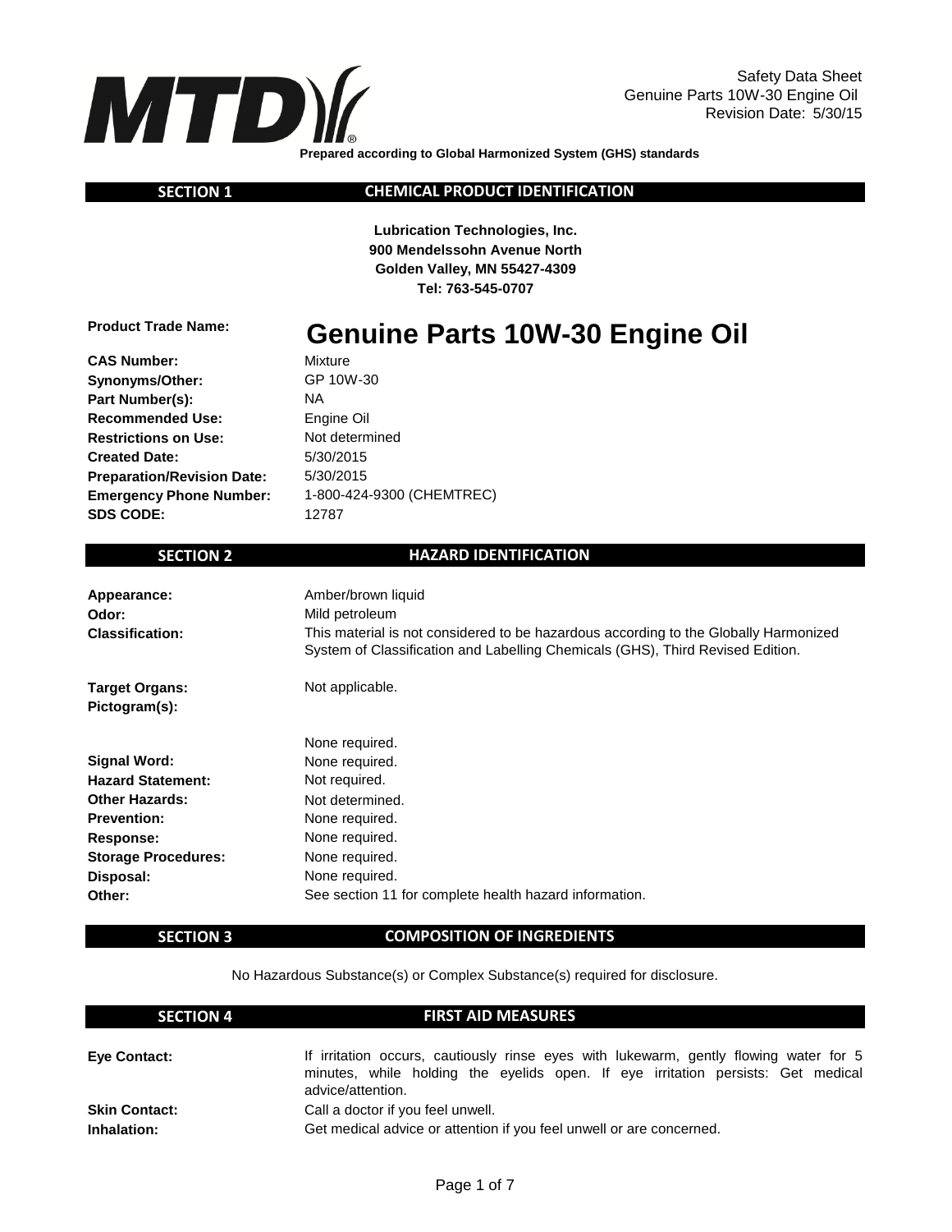Safety Data Sheet
Genuine Parts 10W-30 Engine Oil
Revision Date: 5/30/15

**Prepared according to Global Harmonized System (GHS) standards**

## SECTION 1 CHEMICAL PRODUCT IDENTIFICATION

**Lubrication Technologies, Inc.**
**900 Mendelssohn Avenue North**
**Golden Valley, MN 55427-4309**
**Tel: 763-545-0707**

**Product Trade Name:** **Genuine Parts 10W-30 Engine Oil**

**CAS Number:** Mixture
**Synonyms/Other:** GP 10W-30
**Part Number(s):** NA
**Recommended Use:** Engine Oil
**Restrictions on Use:** Not determined
**Created Date:** 5/30/2015
**Preparation/Revision Date:** 5/30/2015
**Emergency Phone Number:** 1-800-424-9300 (CHEMTREC)
**SDS CODE:** 12787

## SECTION 2 HAZARD IDENTIFICATION

**Appearance:** Amber/brown liquid
**Odor:** Mild petroleum
**Classification:** This material is not considered to be hazardous according to the Globally Harmonized System of Classification and Labelling Chemicals (GHS), Third Revised Edition.

**Target Organs:** Not applicable.
**Pictogram(s):** None required.
**Signal Word:** None required.
**Hazard Statement:** Not required.
**Other Hazards:** Not determined.
**Prevention:** None required.
**Response:** None required.
**Storage Procedures:** None required.
**Disposal:** None required.
**Other:** See section 11 for complete health hazard information.

## SECTION 3 COMPOSITION OF INGREDIENTS

No Hazardous Substance(s) or Complex Substance(s) required for disclosure.

## SECTION 4 FIRST AID MEASURES

**Eye Contact:** If irritation occurs, cautiously rinse eyes with lukewarm, gently flowing water for 5 minutes, while holding the eyelids open. If eye irritation persists: Get medical advice/attention.

**Skin Contact:** Call a doctor if you feel unwell.

**Inhalation:** Get medical advice or attention if you feel unwell or are concerned.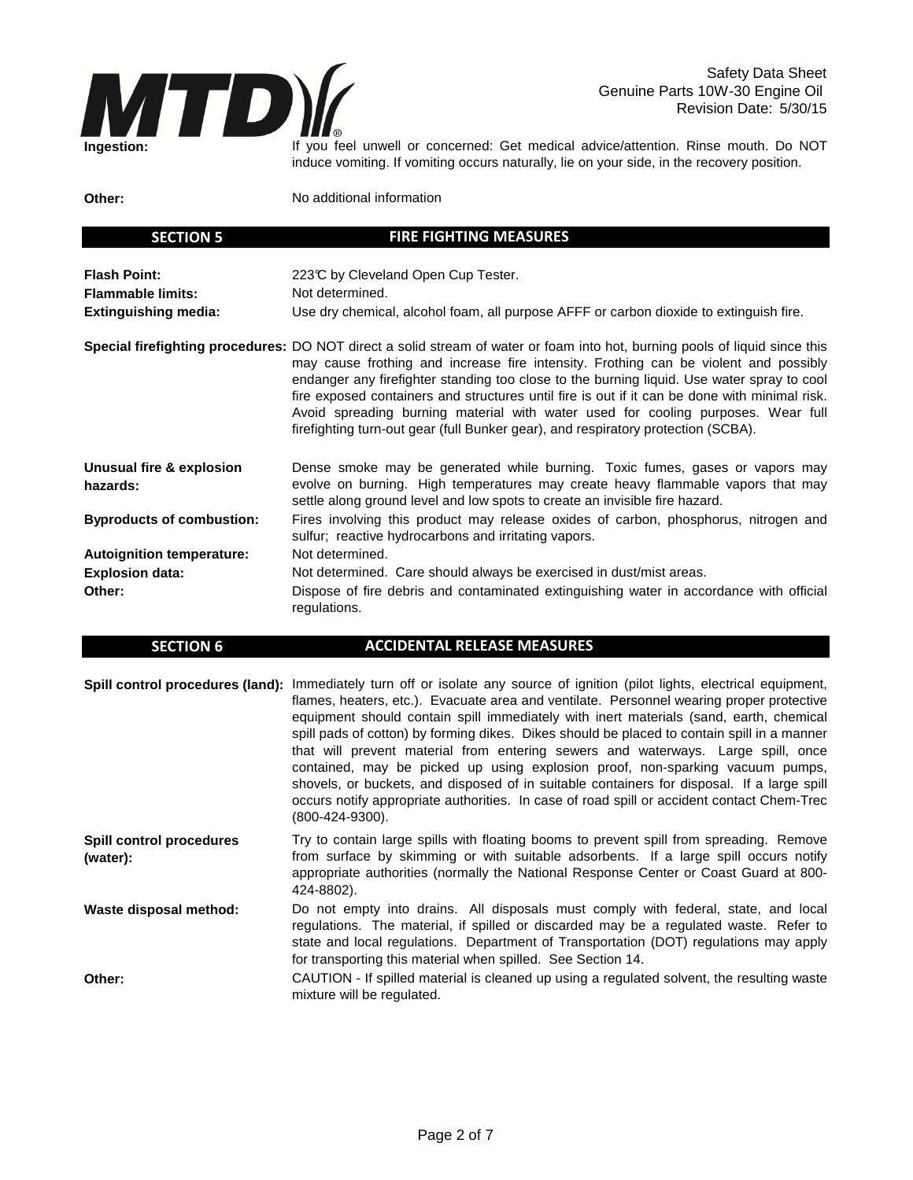**Ingestion:** If you feel unwell or concerned: Get medical advice/attention. Rinse mouth. Do NOT induce vomiting. If vomiting occurs naturally, lie on your side, in the recovery position.

**Other:** No additional information

## SECTION 5 FIRE FIGHTING MEASURES

**Flash Point:** 223℃ by Cleveland Open Cup Tester.

**Flammable limits:** Not determined.

**Extinguishing media:** Use dry chemical, alcohol foam, all purpose AFFF or carbon dioxide to extinguish fire.

**Special firefighting procedures:** DO NOT direct a solid stream of water or foam into hot, burning pools of liquid since this may cause frothing and increase fire intensity. Frothing can be violent and possibly endanger any firefighter standing too close to the burning liquid. Use water spray to cool fire exposed containers and structures until fire is out if it can be done with minimal risk. Avoid spreading burning material with water used for cooling purposes. Wear full firefighting turn-out gear (full Bunker gear), and respiratory protection (SCBA).

**Unusual fire & explosion hazards:** Dense smoke may be generated while burning. Toxic fumes, gases or vapors may evolve on burning. High temperatures may create heavy flammable vapors that may settle along ground level and low spots to create an invisible fire hazard.

**Byproducts of combustion:** Fires involving this product may release oxides of carbon, phosphorus, nitrogen and sulfur; reactive hydrocarbons and irritating vapors.

**Autoignition temperature:** Not determined.

**Explosion data:** Not determined. Care should always be exercised in dust/mist areas.

**Other:** Dispose of fire debris and contaminated extinguishing water in accordance with official regulations.

## SECTION 6 ACCIDENTAL RELEASE MEASURES

**Spill control procedures (land):** Immediately turn off or isolate any source of ignition (pilot lights, electrical equipment, flames, heaters, etc.). Evacuate area and ventilate. Personnel wearing proper protective equipment should contain spill immediately with inert materials (sand, earth, chemical spill pads of cotton) by forming dikes. Dikes should be placed to contain spill in a manner that will prevent material from entering sewers and waterways. Large spill, once contained, may be picked up using explosion proof, non-sparking vacuum pumps, shovels, or buckets, and disposed of in suitable containers for disposal. If a large spill occurs notify appropriate authorities. In case of road spill or accident contact Chem-Trec (800-424-9300).

**Spill control procedures (water):** Try to contain large spills with floating booms to prevent spill from spreading. Remove from surface by skimming or with suitable adsorbents. If a large spill occurs notify appropriate authorities (normally the National Response Center or Coast Guard at 800-424-8802).

**Waste disposal method:** Do not empty into drains. All disposals must comply with federal, state, and local regulations. The material, if spilled or discarded may be a regulated waste. Refer to state and local regulations. Department of Transportation (DOT) regulations may apply for transporting this material when spilled. See Section 14.

**Other:** CAUTION - If spilled material is cleaned up using a regulated solvent, the resulting waste mixture will be regulated.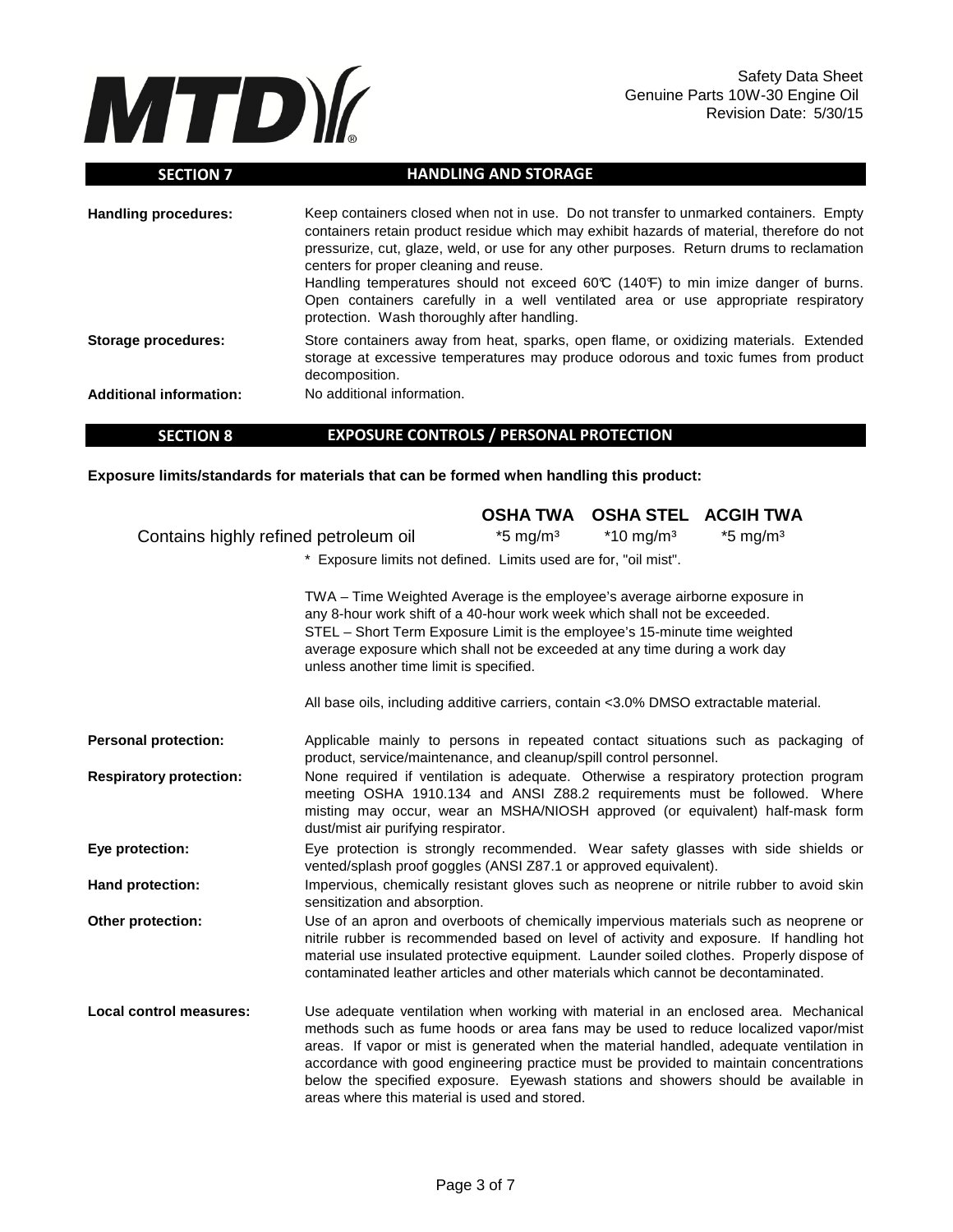## SECTION 7 HANDLING AND STORAGE

**Handling procedures:** Keep containers closed when not in use. Do not transfer to unmarked containers. Empty containers retain product residue which may exhibit hazards of material, therefore do not pressurize, cut, glaze, weld, or use for any other purposes. Return drums to reclamation centers for proper cleaning and reuse.
Handling temperatures should not exceed 60℃ (140℉) to min imize danger of burns. Open containers carefully in a well ventilated area or use appropriate respiratory protection. Wash thoroughly after handling.

**Storage procedures:** Store containers away from heat, sparks, open flame, or oxidizing materials. Extended storage at excessive temperatures may produce odorous and toxic fumes from product decomposition.

**Additional information:** No additional information.

## SECTION 8 EXPOSURE CONTROLS / PERSONAL PROTECTION

**Exposure limits/standards for materials that can be formed when handling this product:**

| | OSHA TWA | OSHA STEL | ACGIH TWA |
|---|---|---|---|
| Contains highly refined petroleum oil | *5 mg/m³ | *10 mg/m³ | *5 mg/m³ |

* Exposure limits not defined. Limits used are for, "oil mist".

TWA – Time Weighted Average is the employee's average airborne exposure in any 8-hour work shift of a 40-hour work week which shall not be exceeded.
STEL – Short Term Exposure Limit is the employee's 15-minute time weighted average exposure which shall not be exceeded at any time during a work day unless another time limit is specified.

All base oils, including additive carriers, contain <3.0% DMSO extractable material.

**Personal protection:** Applicable mainly to persons in repeated contact situations such as packaging of product, service/maintenance, and cleanup/spill control personnel.

**Respiratory protection:** None required if ventilation is adequate. Otherwise a respiratory protection program meeting OSHA 1910.134 and ANSI Z88.2 requirements must be followed. Where misting may occur, wear an MSHA/NIOSH approved (or equivalent) half-mask form dust/mist air purifying respirator.

**Eye protection:** Eye protection is strongly recommended. Wear safety glasses with side shields or vented/splash proof goggles (ANSI Z87.1 or approved equivalent).

**Hand protection:** Impervious, chemically resistant gloves such as neoprene or nitrile rubber to avoid skin sensitization and absorption.

**Other protection:** Use of an apron and overboots of chemically impervious materials such as neoprene or nitrile rubber is recommended based on level of activity and exposure. If handling hot material use insulated protective equipment. Launder soiled clothes. Properly dispose of contaminated leather articles and other materials which cannot be decontaminated.

**Local control measures:** Use adequate ventilation when working with material in an enclosed area. Mechanical methods such as fume hoods or area fans may be used to reduce localized vapor/mist areas. If vapor or mist is generated when the material handled, adequate ventilation in accordance with good engineering practice must be provided to maintain concentrations below the specified exposure. Eyewash stations and showers should be available in areas where this material is used and stored.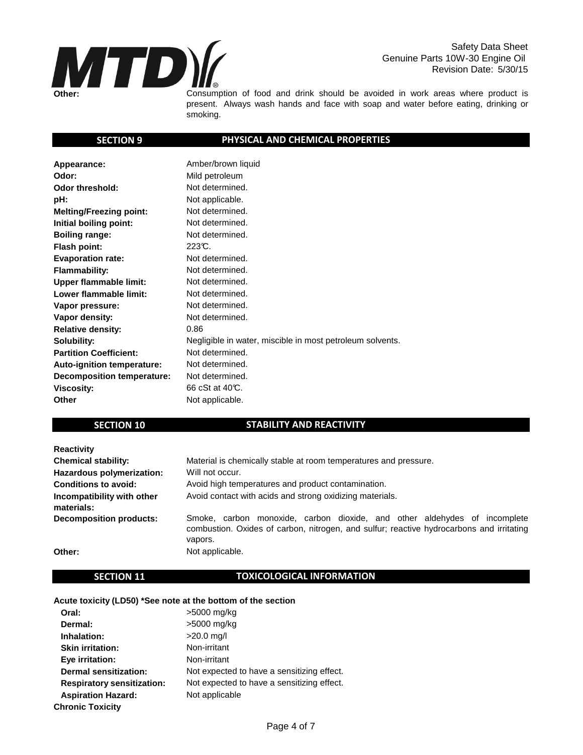**Other:** Consumption of food and drink should be avoided in work areas where product is present. Always wash hands and face with soap and water before eating, drinking or smoking.

## SECTION 9 PHYSICAL AND CHEMICAL PROPERTIES

| | |
|---|---|
| **Appearance:** | Amber/brown liquid |
| **Odor:** | Mild petroleum |
| **Odor threshold:** | Not determined. |
| **pH:** | Not applicable. |
| **Melting/Freezing point:** | Not determined. |
| **Initial boiling point:** | Not determined. |
| **Boiling range:** | Not determined. |
| **Flash point:** | 223℃. |
| **Evaporation rate:** | Not determined. |
| **Flammability:** | Not determined. |
| **Upper flammable limit:** | Not determined. |
| **Lower flammable limit:** | Not determined. |
| **Vapor pressure:** | Not determined. |
| **Vapor density:** | Not determined. |
| **Relative density:** | 0.86 |
| **Solubility:** | Negligible in water, miscible in most petroleum solvents. |
| **Partition Coefficient:** | Not determined. |
| **Auto-ignition temperature:** | Not determined. |
| **Decomposition temperature:** | Not determined. |
| **Viscosity:** | 66 cSt at 40℃. |
| **Other** | Not applicable. |

## SECTION 10 STABILITY AND REACTIVITY

**Reactivity**

| | |
|---|---|
| **Chemical stability:** | Material is chemically stable at room temperatures and pressure. |
| **Hazardous polymerization:** | Will not occur. |
| **Conditions to avoid:** | Avoid high temperatures and product contamination. |
| **Incompatibility with other materials:** | Avoid contact with acids and strong oxidizing materials. |
| **Decomposition products:** | Smoke, carbon monoxide, carbon dioxide, and other aldehydes of incomplete combustion. Oxides of carbon, nitrogen, and sulfur; reactive hydrocarbons and irritating vapors. |
| **Other:** | Not applicable. |

## SECTION 11 TOXICOLOGICAL INFORMATION

**Acute toxicity (LD50) *See note at the bottom of the section**

| | |
|---|---|
| **Oral:** | >5000 mg/kg |
| **Dermal:** | >5000 mg/kg |
| **Inhalation:** | >20.0 mg/l |
| **Skin irritation:** | Non-irritant |
| **Eye irritation:** | Non-irritant |
| **Dermal sensitization:** | Not expected to have a sensitizing effect. |
| **Respiratory sensitization:** | Not expected to have a sensitizing effect. |
| **Aspiration Hazard:** | Not applicable |

**Chronic Toxicity**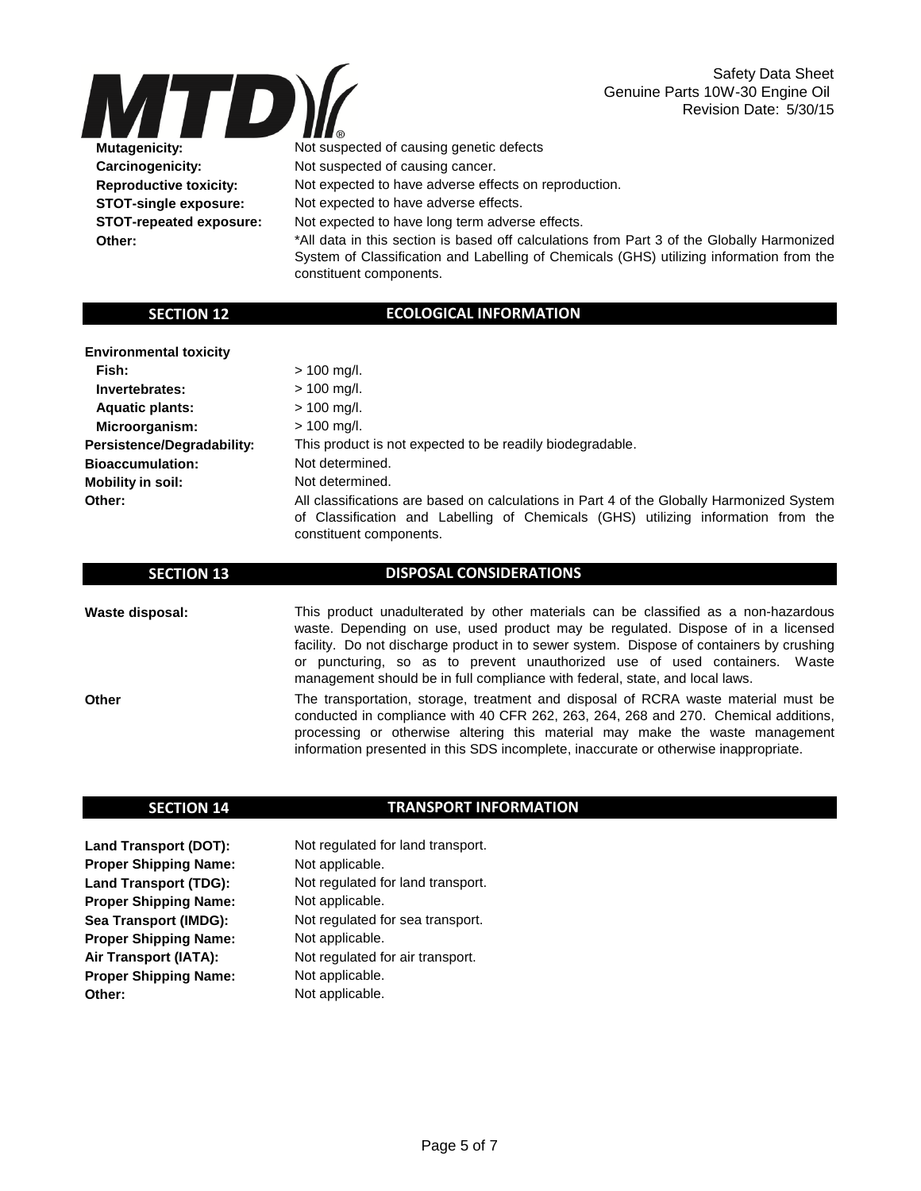| | |
|---|---|
| **Mutagenicity:** | Not suspected of causing genetic defects |
| **Carcinogenicity:** | Not suspected of causing cancer. |
| **Reproductive toxicity:** | Not expected to have adverse effects on reproduction. |
| **STOT-single exposure:** | Not expected to have adverse effects. |
| **STOT-repeated exposure:** | Not expected to have long term adverse effects. |
| **Other:** | *All data in this section is based off calculations from Part 3 of the Globally Harmonized System of Classification and Labelling of Chemicals (GHS) utilizing information from the constituent components. |

## SECTION 12 ECOLOGICAL INFORMATION

| | |
|---|---|
| **Environmental toxicity** | |
| **Fish:** | > 100 mg/l. |
| **Invertebrates:** | > 100 mg/l. |
| **Aquatic plants:** | > 100 mg/l. |
| **Microorganism:** | > 100 mg/l. |
| **Persistence/Degradability:** | This product is not expected to be readily biodegradable. |
| **Bioaccumulation:** | Not determined. |
| **Mobility in soil:** | Not determined. |
| **Other:** | All classifications are based on calculations in Part 4 of the Globally Harmonized System of Classification and Labelling of Chemicals (GHS) utilizing information from the constituent components. |

## SECTION 13 DISPOSAL CONSIDERATIONS

| | |
|---|---|
| **Waste disposal:** | This product unadulterated by other materials can be classified as a non-hazardous waste. Depending on use, used product may be regulated. Dispose of in a licensed facility. Do not discharge product in to sewer system. Dispose of containers by crushing or puncturing, so as to prevent unauthorized use of used containers. Waste management should be in full compliance with federal, state, and local laws. |
| **Other** | The transportation, storage, treatment and disposal of RCRA waste material must be conducted in compliance with 40 CFR 262, 263, 264, 268 and 270. Chemical additions, processing or otherwise altering this material may make the waste management information presented in this SDS incomplete, inaccurate or otherwise inappropriate. |

## SECTION 14 TRANSPORT INFORMATION

| | |
|---|---|
| **Land Transport (DOT):** | Not regulated for land transport. |
| **Proper Shipping Name:** | Not applicable. |
| **Land Transport (TDG):** | Not regulated for land transport. |
| **Proper Shipping Name:** | Not applicable. |
| **Sea Transport (IMDG):** | Not regulated for sea transport. |
| **Proper Shipping Name:** | Not applicable. |
| **Air Transport (IATA):** | Not regulated for air transport. |
| **Proper Shipping Name:** | Not applicable. |
| **Other:** | Not applicable. |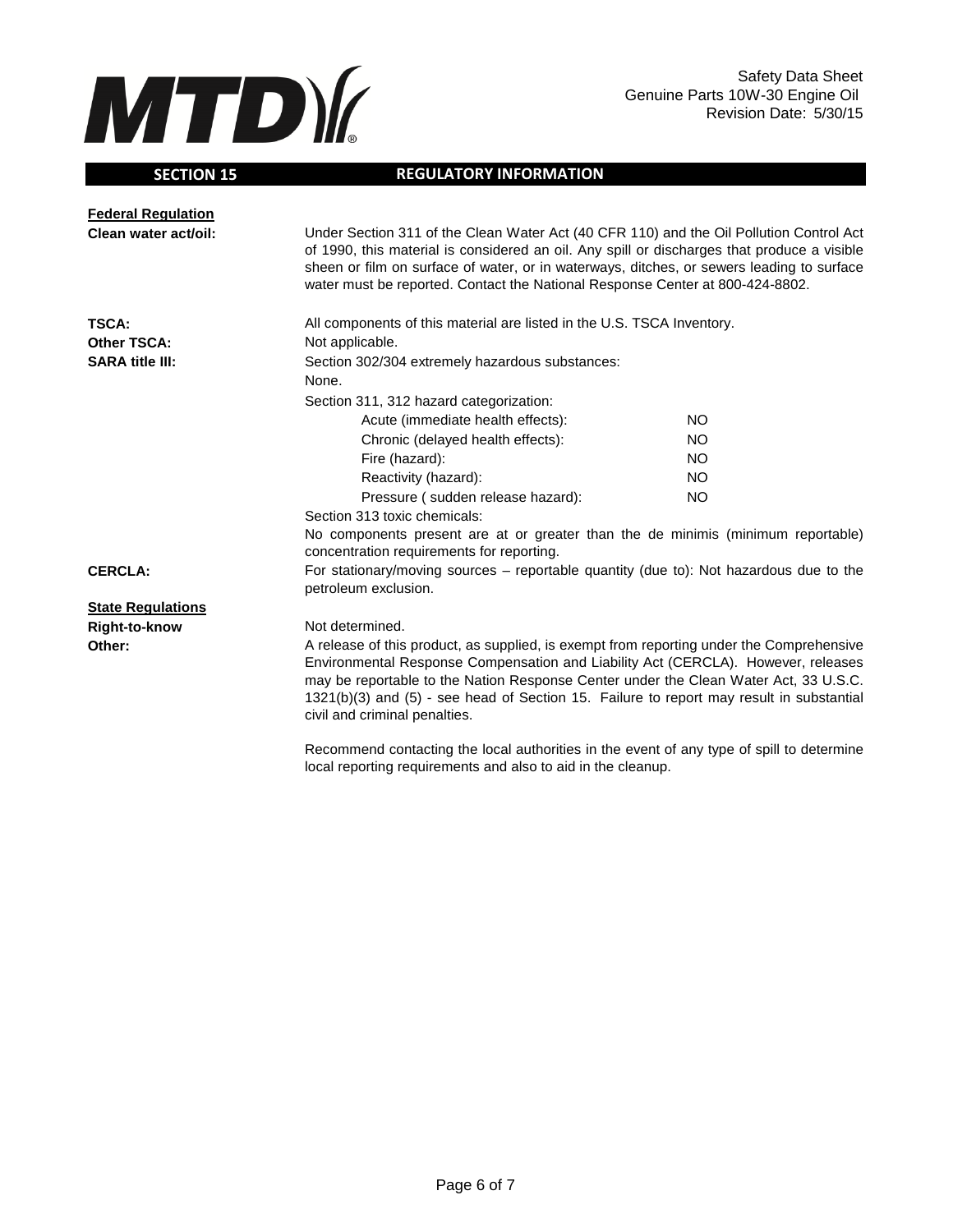## SECTION 15 REGULATORY INFORMATION

**Federal Regulation**

**Clean water act/oil:** Under Section 311 of the Clean Water Act (40 CFR 110) and the Oil Pollution Control Act of 1990, this material is considered an oil. Any spill or discharges that produce a visible sheen or film on surface of water, or in waterways, ditches, or sewers leading to surface water must be reported. Contact the National Response Center at 800-424-8802.

**TSCA:** All components of this material are listed in the U.S. TSCA Inventory.

**Other TSCA:** Not applicable.

**SARA title III:** Section 302/304 extremely hazardous substances:

None.

Section 311, 312 hazard categorization:

| | |
|---|---|
| Acute (immediate health effects): | NO |
| Chronic (delayed health effects): | NO |
| Fire (hazard): | NO |
| Reactivity (hazard): | NO |
| Pressure ( sudden release hazard): | NO |

Section 313 toxic chemicals:

No components present are at or greater than the de minimis (minimum reportable) concentration requirements for reporting.

**CERCLA:** For stationary/moving sources – reportable quantity (due to): Not hazardous due to the petroleum exclusion.

**State Regulations**

**Right-to-know** Not determined.

**Other:** A release of this product, as supplied, is exempt from reporting under the Comprehensive Environmental Response Compensation and Liability Act (CERCLA). However, releases may be reportable to the Nation Response Center under the Clean Water Act, 33 U.S.C. 1321(b)(3) and (5) - see head of Section 15. Failure to report may result in substantial civil and criminal penalties.

Recommend contacting the local authorities in the event of any type of spill to determine local reporting requirements and also to aid in the cleanup.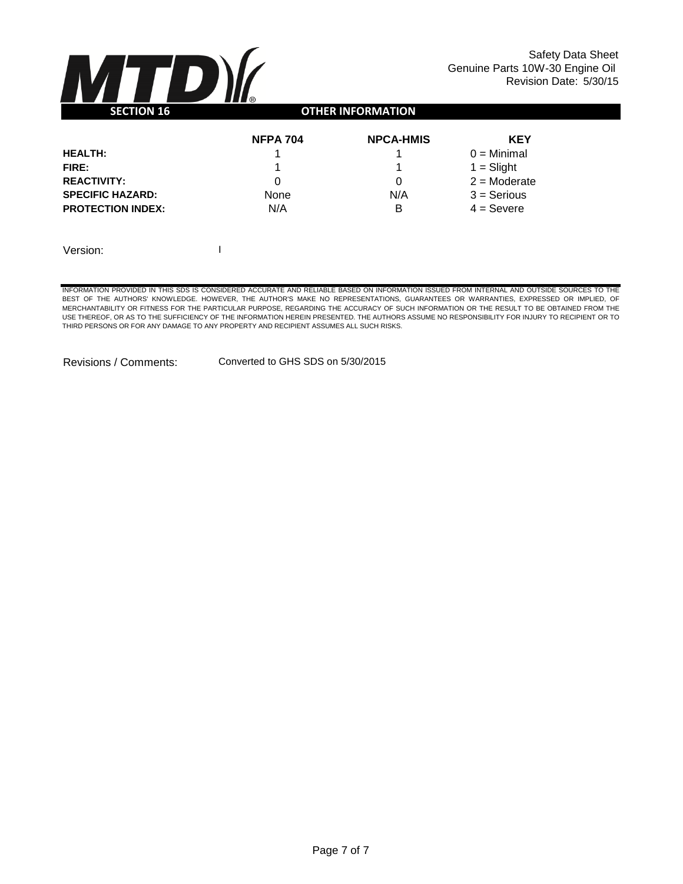## SECTION 16 OTHER INFORMATION

| | NFPA 704 | NPCA-HMIS | KEY |
|---|---|---|---|
| **HEALTH:** | 1 | 1 | 0 = Minimal |
| **FIRE:** | 1 | 1 | 1 = Slight |
| **REACTIVITY:** | 0 | 0 | 2 = Moderate |
| **SPECIFIC HAZARD:** | None | N/A | 3 = Serious |
| **PROTECTION INDEX:** | N/A | B | 4 = Severe |

Version: I

INFORMATION PROVIDED IN THIS SDS IS CONSIDERED ACCURATE AND RELIABLE BASED ON INFORMATION ISSUED FROM INTERNAL AND OUTSIDE SOURCES TO THE BEST OF THE AUTHORS' KNOWLEDGE. HOWEVER, THE AUTHOR'S MAKE NO REPRESENTATIONS, GUARANTEES OR WARRANTIES, EXPRESSED OR IMPLIED, OF MERCHANTABILITY OR FITNESS FOR THE PARTICULAR PURPOSE, REGARDING THE ACCURACY OF SUCH INFORMATION OR THE RESULT TO BE OBTAINED FROM THE USE THEREOF, OR AS TO THE SUFFICIENCY OF THE INFORMATION HEREIN PRESENTED. THE AUTHORS ASSUME NO RESPONSIBILITY FOR INJURY TO RECIPIENT OR TO THIRD PERSONS OR FOR ANY DAMAGE TO ANY PROPERTY AND RECIPIENT ASSUMES ALL SUCH RISKS.

Revisions / Comments: Converted to GHS SDS on 5/30/2015